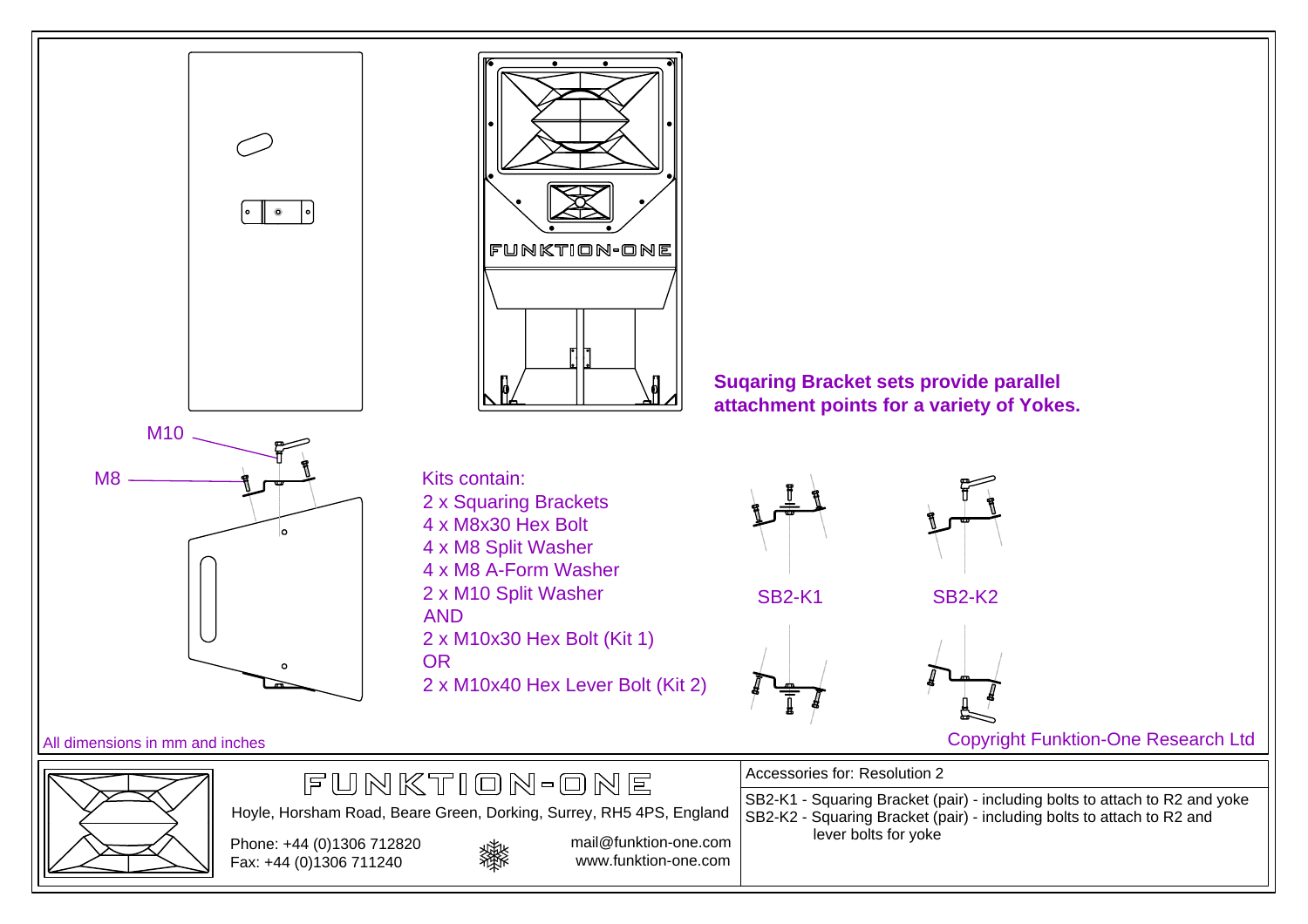M10

M8

**Suqaring Bracket sets provide parallel attachment points for a variety of Yokes.**

Kits contain:
2 x Squaring Brackets
4 x M8x30 Hex Bolt
4 x M8 Split Washer
4 x M8 A-Form Washer
2 x M10 Split Washer
AND
2 x M10x30 Hex Bolt (Kit 1)
OR
2 x M10x40 Hex Lever Bolt (Kit 2)

SB2-K1

SB2-K2

All dimensions in mm and inches

Copyright Funktion-One Research Ltd

FUNKTION-ONE

Hoyle, Horsham Road, Beare Green, Dorking, Surrey, RH5 4PS, England

Phone: +44 (0)1306 712820
Fax: +44 (0)1306 711240

mail@funktion-one.com
www.funktion-one.com

Accessories for: Resolution 2

SB2-K1 - Squaring Bracket (pair) - including bolts to attach to R2 and yoke
SB2-K2 - Squaring Bracket (pair) - including bolts to attach to R2 and lever bolts for yoke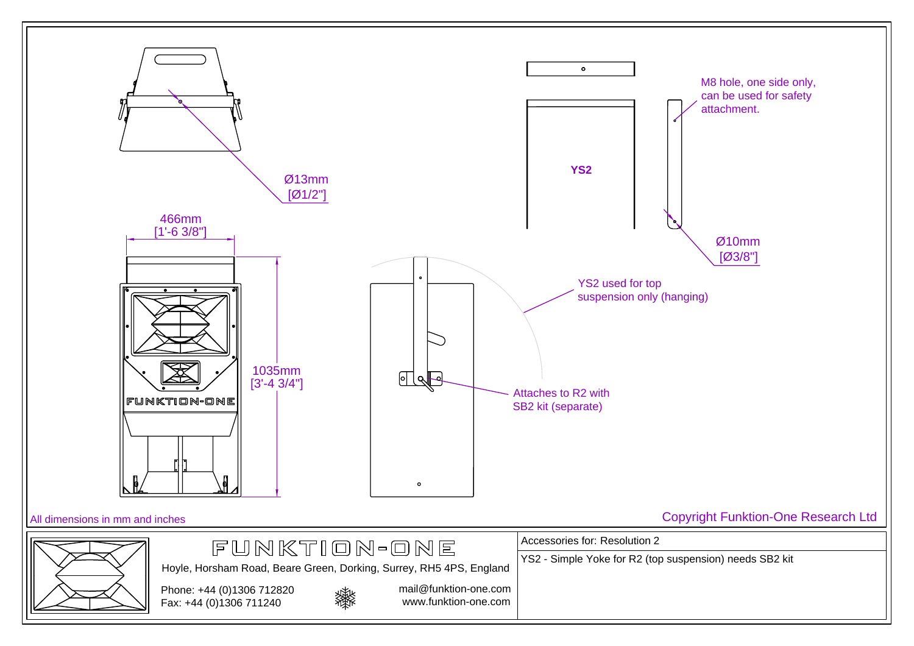Ø13mm
[Ø1/2"]

466mm
[1'-6 3/8"]

1035mm
[3'-4 3/4"]

YS2

M8 hole, one side only, can be used for safety attachment.

Ø10mm
[Ø3/8"]

YS2 used for top suspension only (hanging)

Attaches to R2 with SB2 kit (separate)

All dimensions in mm and inches

Copyright Funktion-One Research Ltd

FUNKTION-ONE

Hoyle, Horsham Road, Beare Green, Dorking, Surrey, RH5 4PS, England

Phone: +44 (0)1306 712820
Fax: +44 (0)1306 711240

mail@funktion-one.com
www.funktion-one.com

Accessories for: Resolution 2

YS2 - Simple Yoke for R2 (top suspension) needs SB2 kit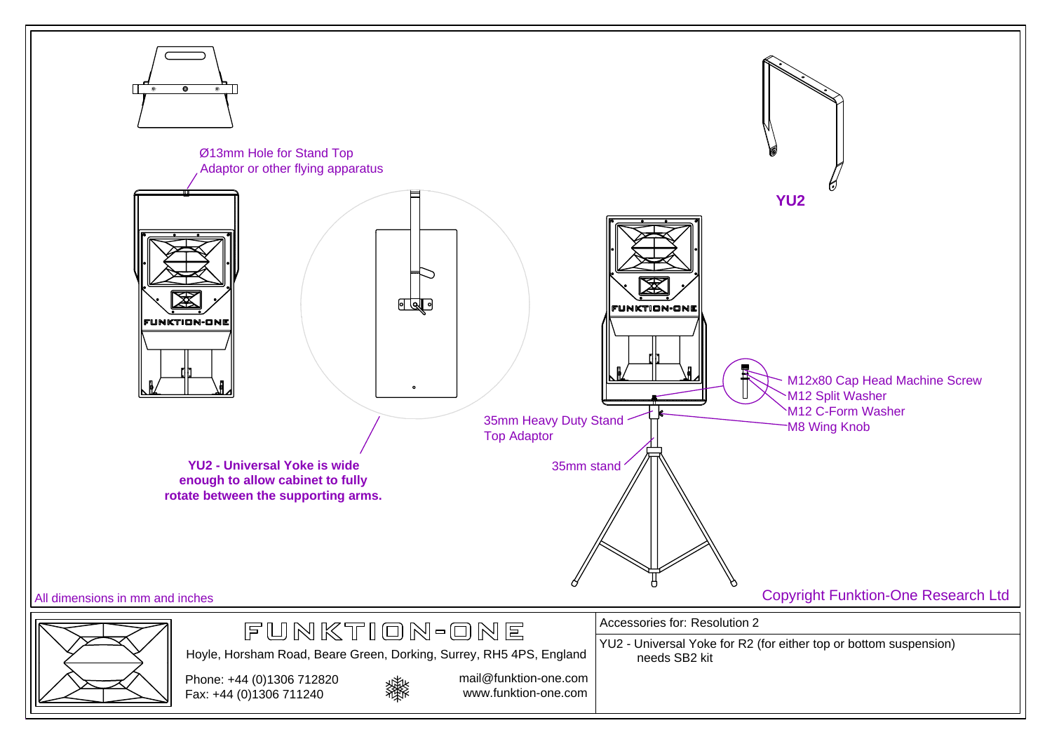Ø13mm Hole for Stand Top Adaptor or other flying apparatus

**YU2 - Universal Yoke is wide enough to allow cabinet to fully rotate between the supporting arms.**

**YU2**

35mm Heavy Duty Stand Top Adaptor

35mm stand

M12x80 Cap Head Machine Screw
M12 Split Washer
M12 C-Form Washer
M8 Wing Knob

All dimensions in mm and inches

Copyright Funktion-One Research Ltd

FUNKTION-ONE

Hoyle, Horsham Road, Beare Green, Dorking, Surrey, RH5 4PS, England

Phone: +44 (0)1306 712820
Fax: +44 (0)1306 711240

mail@funktion-one.com
www.funktion-one.com

Accessories for: Resolution 2

YU2 - Universal Yoke for R2 (for either top or bottom suspension) needs SB2 kit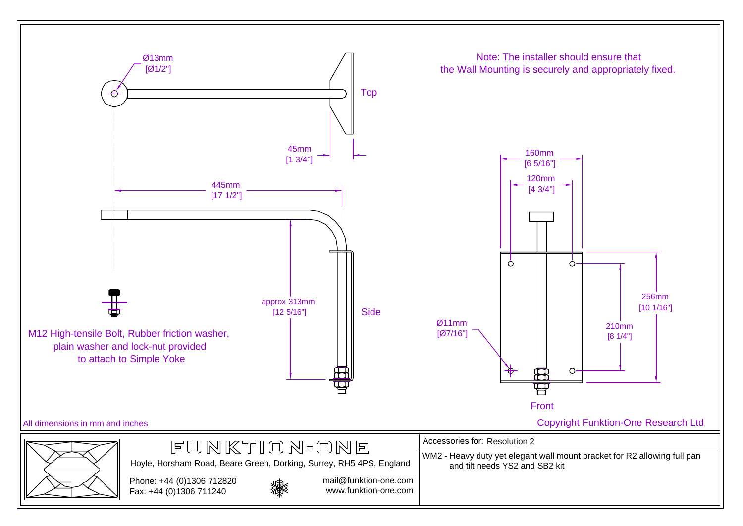Ø13mm
[Ø1/2"]

Top

45mm
[1 3/4"]

445mm
[17 1/2"]

approx 313mm
[12 5/16"]

Side

M12 High-tensile Bolt, Rubber friction washer, plain washer and lock-nut provided to attach to Simple Yoke

Note: The installer should ensure that the Wall Mounting is securely and appropriately fixed.

160mm
[6 5/16"]

120mm
[4 3/4"]

256mm
[10 1/16"]

210mm
[8 1/4"]

Ø11mm
[Ø7/16"]

Front

All dimensions in mm and inches

Copyright Funktion-One Research Ltd

FUNKTION-ONE

Hoyle, Horsham Road, Beare Green, Dorking, Surrey, RH5 4PS, England

Phone: +44 (0)1306 712820
Fax: +44 (0)1306 711240

mail@funktion-one.com
www.funktion-one.com

Accessories for: Resolution 2

WM2 - Heavy duty yet elegant wall mount bracket for R2 allowing full pan and tilt needs YS2 and SB2 kit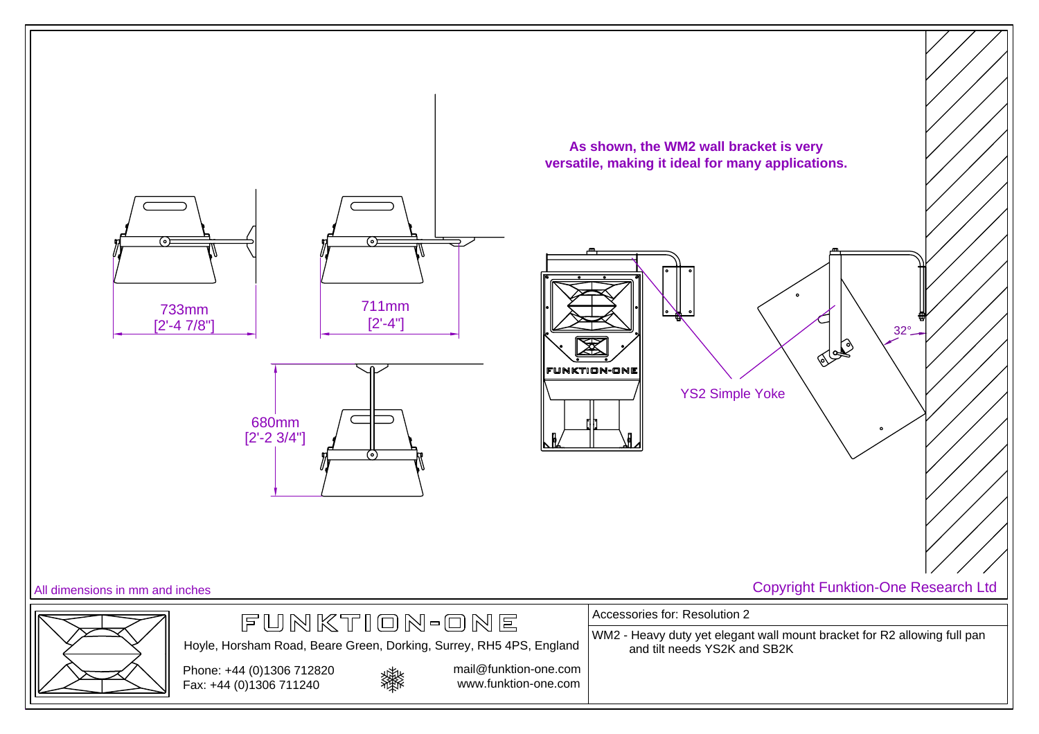733mm
[2'-4 7/8"]

711mm
[2'-4"]

680mm
[2'-2 3/4"]

**As shown, the WM2 wall bracket is very versatile, making it ideal for many applications.**

FUNKTION-ONE

YS2 Simple Yoke

32°

All dimensions in mm and inches

Copyright Funktion-One Research Ltd

FUNKTION-ONE

Hoyle, Horsham Road, Beare Green, Dorking, Surrey, RH5 4PS, England

Phone: +44 (0)1306 712820
Fax: +44 (0)1306 711240

mail@funktion-one.com
www.funktion-one.com

Accessories for: Resolution 2

WM2 - Heavy duty yet elegant wall mount bracket for R2 allowing full pan and tilt needs YS2K and SB2K